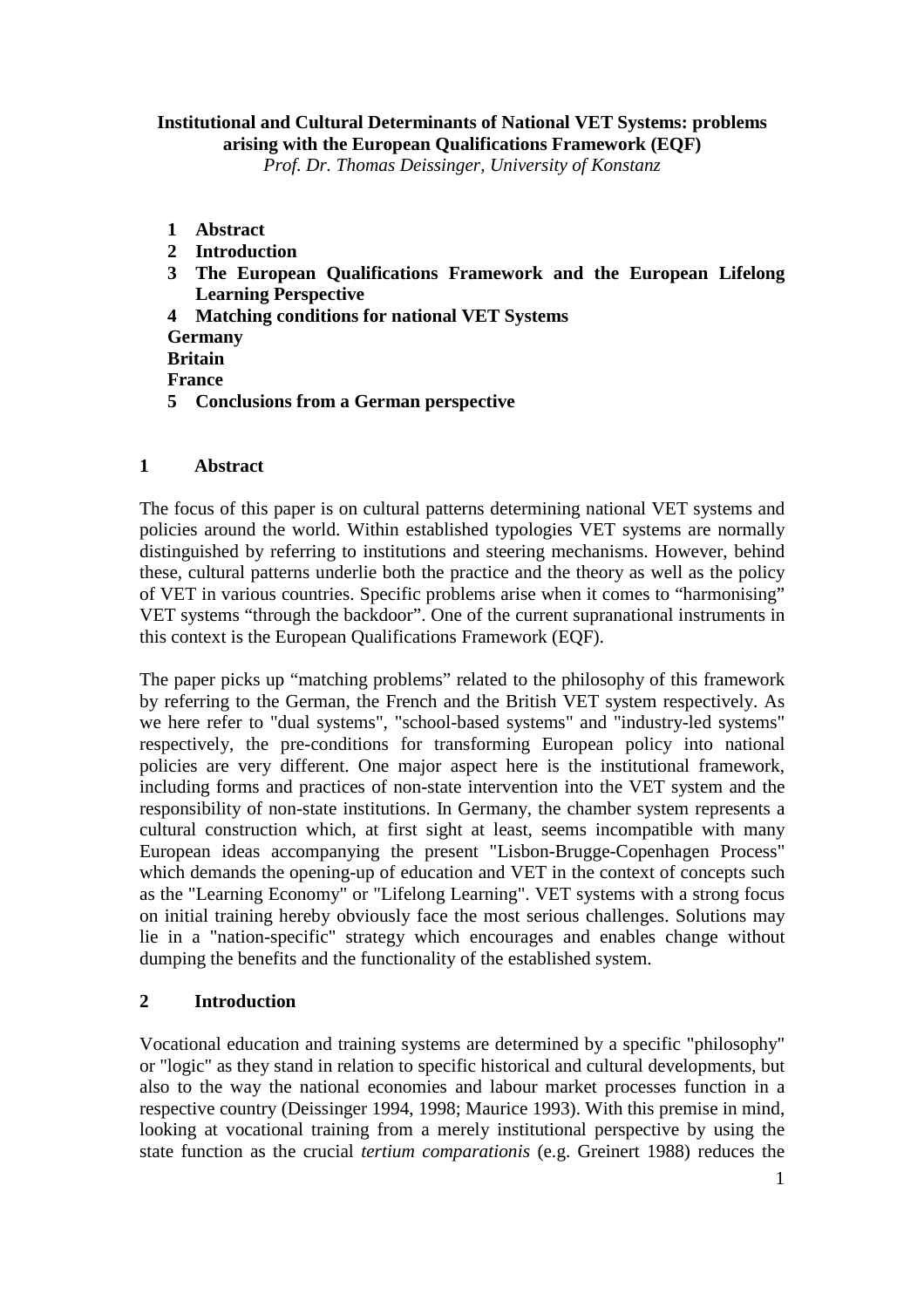**Institutional and Cultural Determinants of National VET Systems: problems arising with the European Qualifications Framework (EQF)**

*Prof. Dr. Thomas Deissinger, University of Konstanz*

1. **Abstract**
2. **Introduction**
3. **The European Qualifications Framework and the European Lifelong Learning Perspective**
4. **Matching conditions for national VET Systems**
   - **Germany**
   - **Britain**
   - **France**
5. **Conclusions from a German perspective**

## 1 Abstract

The focus of this paper is on cultural patterns determining national VET systems and policies around the world. Within established typologies VET systems are normally distinguished by referring to institutions and steering mechanisms. However, behind these, cultural patterns underlie both the practice and the theory as well as the policy of VET in various countries. Specific problems arise when it comes to "harmonising" VET systems "through the backdoor". One of the current supranational instruments in this context is the European Qualifications Framework (EQF).

The paper picks up "matching problems" related to the philosophy of this framework by referring to the German, the French and the British VET system respectively. As we here refer to "dual systems", "school-based systems" and "industry-led systems" respectively, the pre-conditions for transforming European policy into national policies are very different. One major aspect here is the institutional framework, including forms and practices of non-state intervention into the VET system and the responsibility of non-state institutions. In Germany, the chamber system represents a cultural construction which, at first sight at least, seems incompatible with many European ideas accompanying the present "Lisbon-Brugge-Copenhagen Process" which demands the opening-up of education and VET in the context of concepts such as the "Learning Economy" or "Lifelong Learning". VET systems with a strong focus on initial training hereby obviously face the most serious challenges. Solutions may lie in a "nation-specific" strategy which encourages and enables change without dumping the benefits and the functionality of the established system.

## 2 Introduction

Vocational education and training systems are determined by a specific "philosophy" or "logic" as they stand in relation to specific historical and cultural developments, but also to the way the national economies and labour market processes function in a respective country (Deissinger 1994, 1998; Maurice 1993). With this premise in mind, looking at vocational training from a merely institutional perspective by using the state function as the crucial *tertium comparationis* (e.g. Greinert 1988) reduces the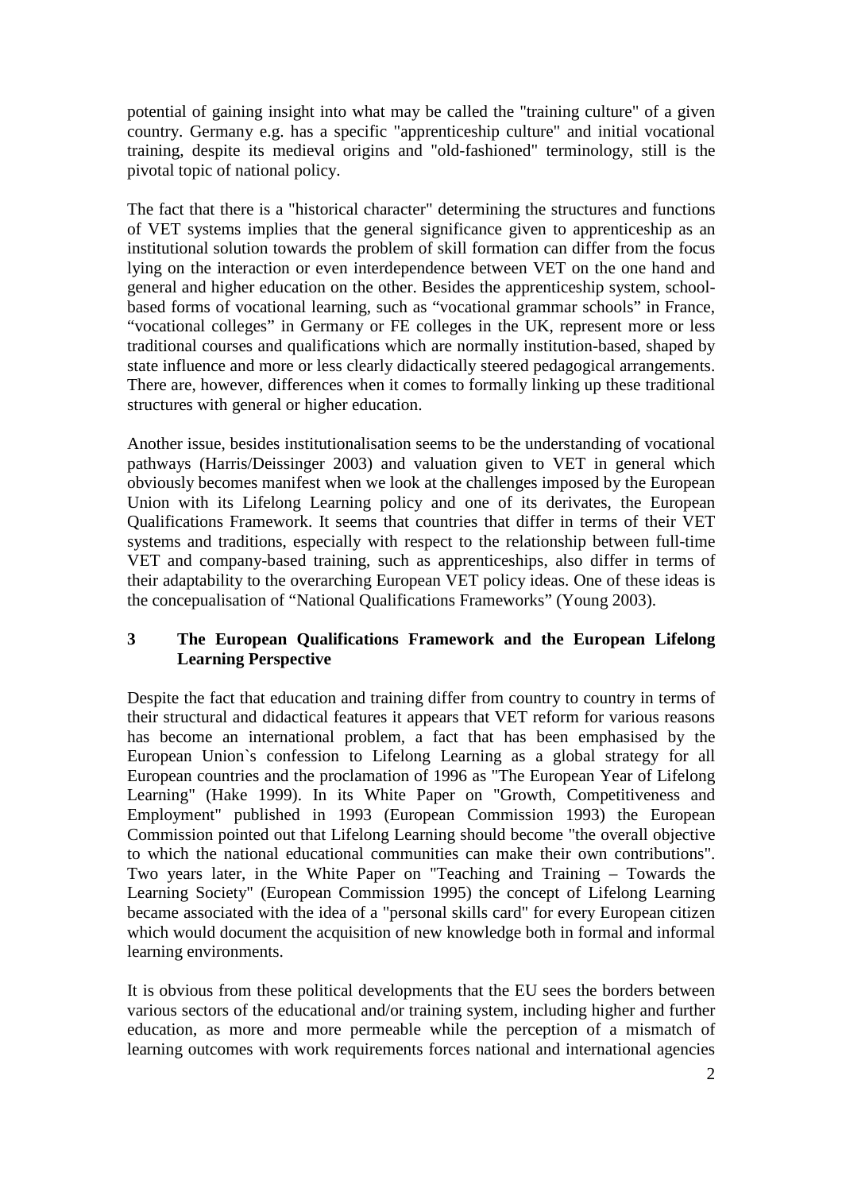potential of gaining insight into what may be called the "training culture" of a given country. Germany e.g. has a specific "apprenticeship culture" and initial vocational training, despite its medieval origins and "old-fashioned" terminology, still is the pivotal topic of national policy.

The fact that there is a "historical character" determining the structures and functions of VET systems implies that the general significance given to apprenticeship as an institutional solution towards the problem of skill formation can differ from the focus lying on the interaction or even interdependence between VET on the one hand and general and higher education on the other. Besides the apprenticeship system, school-based forms of vocational learning, such as “vocational grammar schools” in France, “vocational colleges” in Germany or FE colleges in the UK, represent more or less traditional courses and qualifications which are normally institution-based, shaped by state influence and more or less clearly didactically steered pedagogical arrangements. There are, however, differences when it comes to formally linking up these traditional structures with general or higher education.

Another issue, besides institutionalisation seems to be the understanding of vocational pathways (Harris/Deissinger 2003) and valuation given to VET in general which obviously becomes manifest when we look at the challenges imposed by the European Union with its Lifelong Learning policy and one of its derivates, the European Qualifications Framework. It seems that countries that differ in terms of their VET systems and traditions, especially with respect to the relationship between full-time VET and company-based training, such as apprenticeships, also differ in terms of their adaptability to the overarching European VET policy ideas. One of these ideas is the concepualisation of “National Qualifications Frameworks” (Young 2003).

## 3 The European Qualifications Framework and the European Lifelong Learning Perspective

Despite the fact that education and training differ from country to country in terms of their structural and didactical features it appears that VET reform for various reasons has become an international problem, a fact that has been emphasised by the European Union`s confession to Lifelong Learning as a global strategy for all European countries and the proclamation of 1996 as "The European Year of Lifelong Learning" (Hake 1999). In its White Paper on "Growth, Competitiveness and Employment" published in 1993 (European Commission 1993) the European Commission pointed out that Lifelong Learning should become "the overall objective to which the national educational communities can make their own contributions". Two years later, in the White Paper on "Teaching and Training – Towards the Learning Society" (European Commission 1995) the concept of Lifelong Learning became associated with the idea of a "personal skills card" for every European citizen which would document the acquisition of new knowledge both in formal and informal learning environments.

It is obvious from these political developments that the EU sees the borders between various sectors of the educational and/or training system, including higher and further education, as more and more permeable while the perception of a mismatch of learning outcomes with work requirements forces national and international agencies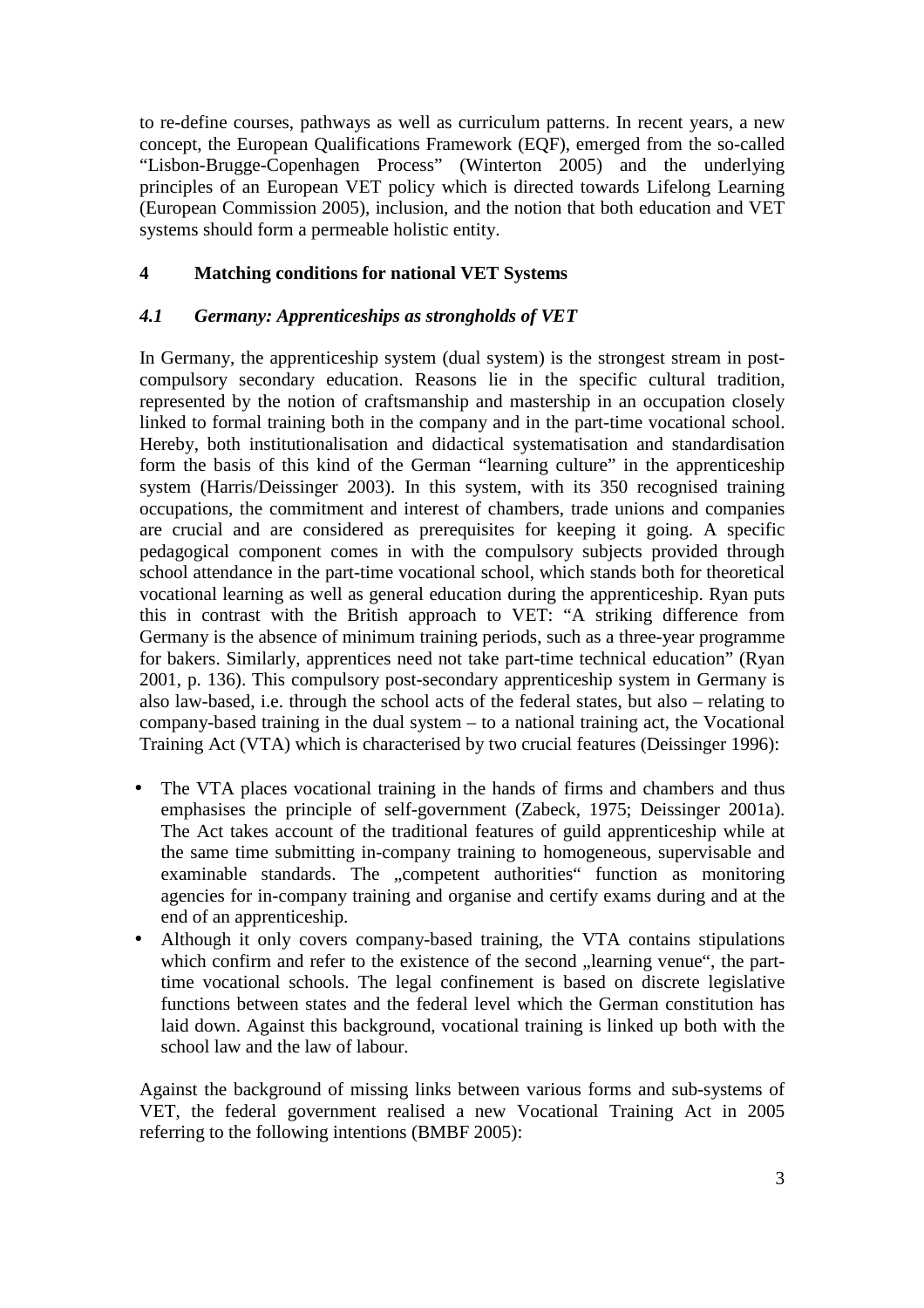to re-define courses, pathways as well as curriculum patterns. In recent years, a new concept, the European Qualifications Framework (EQF), emerged from the so-called "Lisbon-Brugge-Copenhagen Process" (Winterton 2005) and the underlying principles of an European VET policy which is directed towards Lifelong Learning (European Commission 2005), inclusion, and the notion that both education and VET systems should form a permeable holistic entity.

## 4 Matching conditions for national VET Systems

### *4.1 Germany: Apprenticeships as strongholds of VET*

In Germany, the apprenticeship system (dual system) is the strongest stream in post-compulsory secondary education. Reasons lie in the specific cultural tradition, represented by the notion of craftsmanship and mastership in an occupation closely linked to formal training both in the company and in the part-time vocational school. Hereby, both institutionalisation and didactical systematisation and standardisation form the basis of this kind of the German "learning culture" in the apprenticeship system (Harris/Deissinger 2003). In this system, with its 350 recognised training occupations, the commitment and interest of chambers, trade unions and companies are crucial and are considered as prerequisites for keeping it going. A specific pedagogical component comes in with the compulsory subjects provided through school attendance in the part-time vocational school, which stands both for theoretical vocational learning as well as general education during the apprenticeship. Ryan puts this in contrast with the British approach to VET: "A striking difference from Germany is the absence of minimum training periods, such as a three-year programme for bakers. Similarly, apprentices need not take part-time technical education" (Ryan 2001, p. 136). This compulsory post-secondary apprenticeship system in Germany is also law-based, i.e. through the school acts of the federal states, but also – relating to company-based training in the dual system – to a national training act, the Vocational Training Act (VTA) which is characterised by two crucial features (Deissinger 1996):

- The VTA places vocational training in the hands of firms and chambers and thus emphasises the principle of self-government (Zabeck, 1975; Deissinger 2001a). The Act takes account of the traditional features of guild apprenticeship while at the same time submitting in-company training to homogeneous, supervisable and examinable standards. The „competent authorities" function as monitoring agencies for in-company training and organise and certify exams during and at the end of an apprenticeship.
- Although it only covers company-based training, the VTA contains stipulations which confirm and refer to the existence of the second „learning venue", the part-time vocational schools. The legal confinement is based on discrete legislative functions between states and the federal level which the German constitution has laid down. Against this background, vocational training is linked up both with the school law and the law of labour.

Against the background of missing links between various forms and sub-systems of VET, the federal government realised a new Vocational Training Act in 2005 referring to the following intentions (BMBF 2005):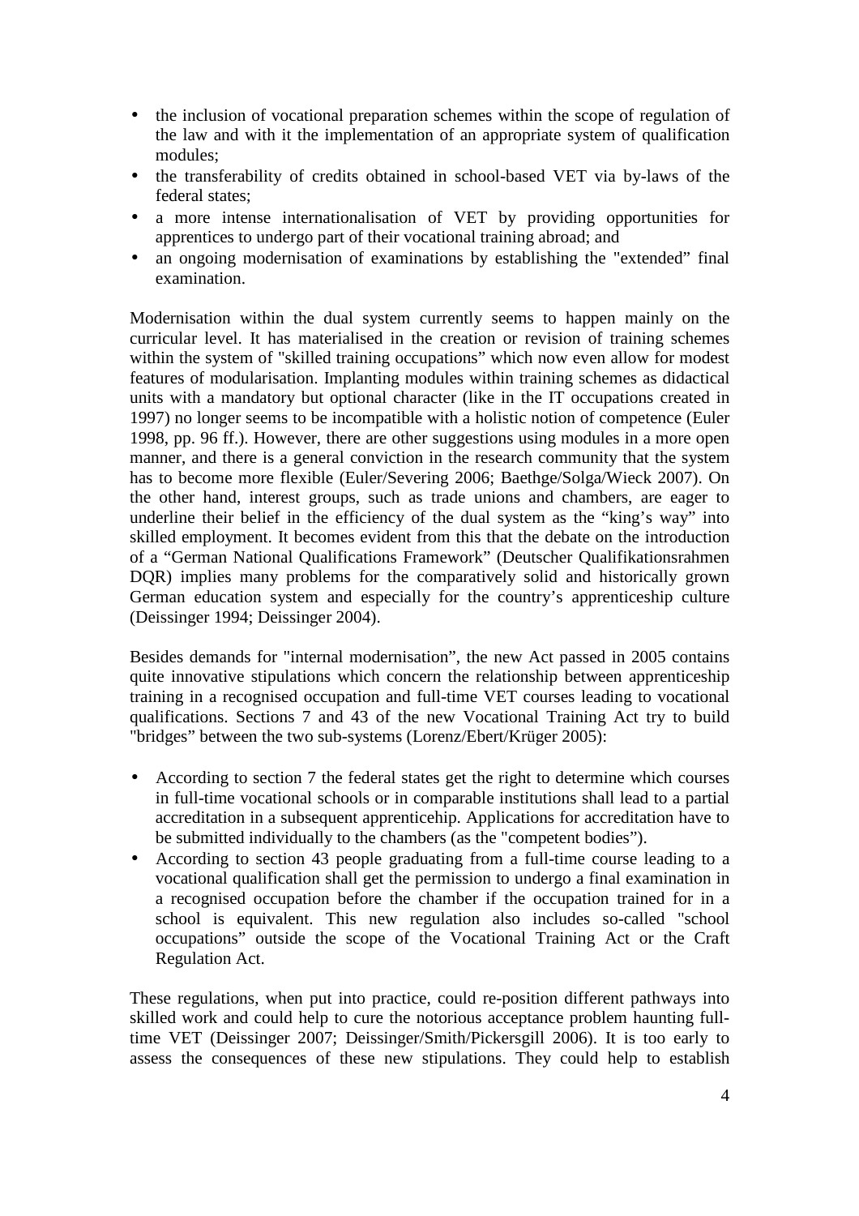- the inclusion of vocational preparation schemes within the scope of regulation of the law and with it the implementation of an appropriate system of qualification modules;
- the transferability of credits obtained in school-based VET via by-laws of the federal states;
- a more intense internationalisation of VET by providing opportunities for apprentices to undergo part of their vocational training abroad; and
- an ongoing modernisation of examinations by establishing the "extended" final examination.

Modernisation within the dual system currently seems to happen mainly on the curricular level. It has materialised in the creation or revision of training schemes within the system of "skilled training occupations" which now even allow for modest features of modularisation. Implanting modules within training schemes as didactical units with a mandatory but optional character (like in the IT occupations created in 1997) no longer seems to be incompatible with a holistic notion of competence (Euler 1998, pp. 96 ff.). However, there are other suggestions using modules in a more open manner, and there is a general conviction in the research community that the system has to become more flexible (Euler/Severing 2006; Baethge/Solga/Wieck 2007). On the other hand, interest groups, such as trade unions and chambers, are eager to underline their belief in the efficiency of the dual system as the "king's way" into skilled employment. It becomes evident from this that the debate on the introduction of a "German National Qualifications Framework" (Deutscher Qualifikationsrahmen DQR) implies many problems for the comparatively solid and historically grown German education system and especially for the country's apprenticeship culture (Deissinger 1994; Deissinger 2004).

Besides demands for "internal modernisation", the new Act passed in 2005 contains quite innovative stipulations which concern the relationship between apprenticeship training in a recognised occupation and full-time VET courses leading to vocational qualifications. Sections 7 and 43 of the new Vocational Training Act try to build "bridges" between the two sub-systems (Lorenz/Ebert/Krüger 2005):

- According to section 7 the federal states get the right to determine which courses in full-time vocational schools or in comparable institutions shall lead to a partial accreditation in a subsequent apprenticehip. Applications for accreditation have to be submitted individually to the chambers (as the "competent bodies").
- According to section 43 people graduating from a full-time course leading to a vocational qualification shall get the permission to undergo a final examination in a recognised occupation before the chamber if the occupation trained for in a school is equivalent. This new regulation also includes so-called "school occupations" outside the scope of the Vocational Training Act or the Craft Regulation Act.

These regulations, when put into practice, could re-position different pathways into skilled work and could help to cure the notorious acceptance problem haunting full-time VET (Deissinger 2007; Deissinger/Smith/Pickersgill 2006). It is too early to assess the consequences of these new stipulations. They could help to establish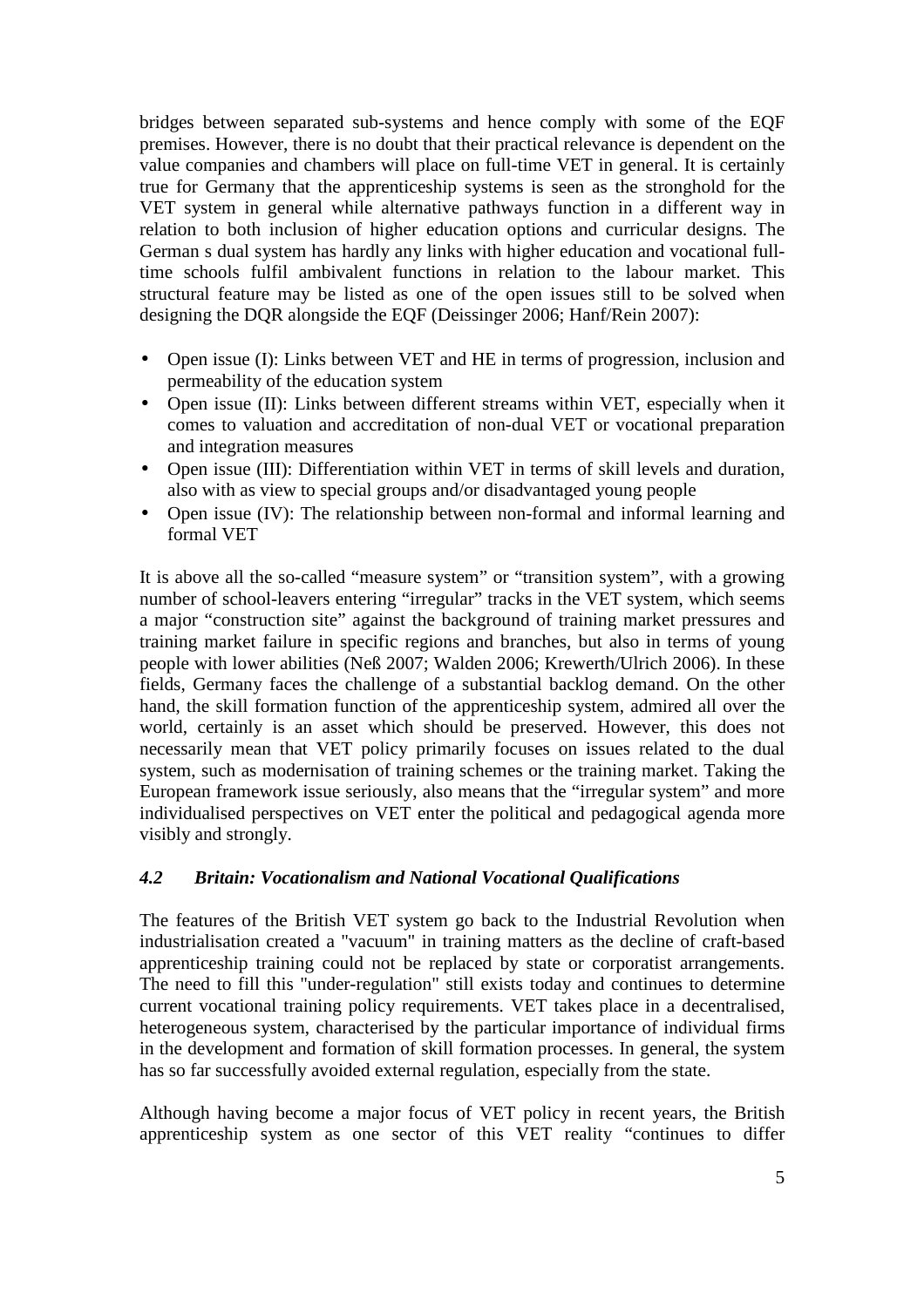bridges between separated sub-systems and hence comply with some of the EQF premises. However, there is no doubt that their practical relevance is dependent on the value companies and chambers will place on full-time VET in general. It is certainly true for Germany that the apprenticeship systems is seen as the stronghold for the VET system in general while alternative pathways function in a different way in relation to both inclusion of higher education options and curricular designs. The German s dual system has hardly any links with higher education and vocational full-time schools fulfil ambivalent functions in relation to the labour market. This structural feature may be listed as one of the open issues still to be solved when designing the DQR alongside the EQF (Deissinger 2006; Hanf/Rein 2007):

- Open issue (I): Links between VET and HE in terms of progression, inclusion and permeability of the education system
- Open issue (II): Links between different streams within VET, especially when it comes to valuation and accreditation of non-dual VET or vocational preparation and integration measures
- Open issue (III): Differentiation within VET in terms of skill levels and duration, also with as view to special groups and/or disadvantaged young people
- Open issue (IV): The relationship between non-formal and informal learning and formal VET

It is above all the so-called "measure system" or "transition system", with a growing number of school-leavers entering "irregular" tracks in the VET system, which seems a major "construction site" against the background of training market pressures and training market failure in specific regions and branches, but also in terms of young people with lower abilities (Neß 2007; Walden 2006; Krewerth/Ulrich 2006). In these fields, Germany faces the challenge of a substantial backlog demand. On the other hand, the skill formation function of the apprenticeship system, admired all over the world, certainly is an asset which should be preserved. However, this does not necessarily mean that VET policy primarily focuses on issues related to the dual system, such as modernisation of training schemes or the training market. Taking the European framework issue seriously, also means that the "irregular system" and more individualised perspectives on VET enter the political and pedagogical agenda more visibly and strongly.

### *4.2 Britain: Vocationalism and National Vocational Qualifications*

The features of the British VET system go back to the Industrial Revolution when industrialisation created a "vacuum" in training matters as the decline of craft-based apprenticeship training could not be replaced by state or corporatist arrangements. The need to fill this "under-regulation" still exists today and continues to determine current vocational training policy requirements. VET takes place in a decentralised, heterogeneous system, characterised by the particular importance of individual firms in the development and formation of skill formation processes. In general, the system has so far successfully avoided external regulation, especially from the state.

Although having become a major focus of VET policy in recent years, the British apprenticeship system as one sector of this VET reality "continues to differ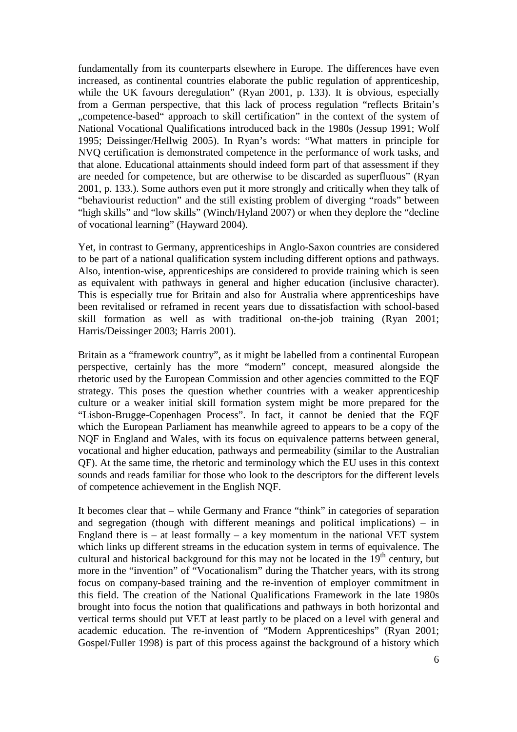fundamentally from its counterparts elsewhere in Europe. The differences have even increased, as continental countries elaborate the public regulation of apprenticeship, while the UK favours deregulation" (Ryan 2001, p. 133). It is obvious, especially from a German perspective, that this lack of process regulation "reflects Britain's „competence-based" approach to skill certification" in the context of the system of National Vocational Qualifications introduced back in the 1980s (Jessup 1991; Wolf 1995; Deissinger/Hellwig 2005). In Ryan's words: "What matters in principle for NVQ certification is demonstrated competence in the performance of work tasks, and that alone. Educational attainments should indeed form part of that assessment if they are needed for competence, but are otherwise to be discarded as superfluous" (Ryan 2001, p. 133.). Some authors even put it more strongly and critically when they talk of "behaviourist reduction" and the still existing problem of diverging "roads" between "high skills" and "low skills" (Winch/Hyland 2007) or when they deplore the "decline of vocational learning" (Hayward 2004).

Yet, in contrast to Germany, apprenticeships in Anglo-Saxon countries are considered to be part of a national qualification system including different options and pathways. Also, intention-wise, apprenticeships are considered to provide training which is seen as equivalent with pathways in general and higher education (inclusive character). This is especially true for Britain and also for Australia where apprenticeships have been revitalised or reframed in recent years due to dissatisfaction with school-based skill formation as well as with traditional on-the-job training (Ryan 2001; Harris/Deissinger 2003; Harris 2001).

Britain as a "framework country", as it might be labelled from a continental European perspective, certainly has the more "modern" concept, measured alongside the rhetoric used by the European Commission and other agencies committed to the EQF strategy. This poses the question whether countries with a weaker apprenticeship culture or a weaker initial skill formation system might be more prepared for the "Lisbon-Brugge-Copenhagen Process". In fact, it cannot be denied that the EQF which the European Parliament has meanwhile agreed to appears to be a copy of the NQF in England and Wales, with its focus on equivalence patterns between general, vocational and higher education, pathways and permeability (similar to the Australian QF). At the same time, the rhetoric and terminology which the EU uses in this context sounds and reads familiar for those who look to the descriptors for the different levels of competence achievement in the English NQF.

It becomes clear that – while Germany and France "think" in categories of separation and segregation (though with different meanings and political implications) – in England there is – at least formally – a key momentum in the national VET system which links up different streams in the education system in terms of equivalence. The cultural and historical background for this may not be located in the 19th century, but more in the "invention" of "Vocationalism" during the Thatcher years, with its strong focus on company-based training and the re-invention of employer commitment in this field. The creation of the National Qualifications Framework in the late 1980s brought into focus the notion that qualifications and pathways in both horizontal and vertical terms should put VET at least partly to be placed on a level with general and academic education. The re-invention of "Modern Apprenticeships" (Ryan 2001; Gospel/Fuller 1998) is part of this process against the background of a history which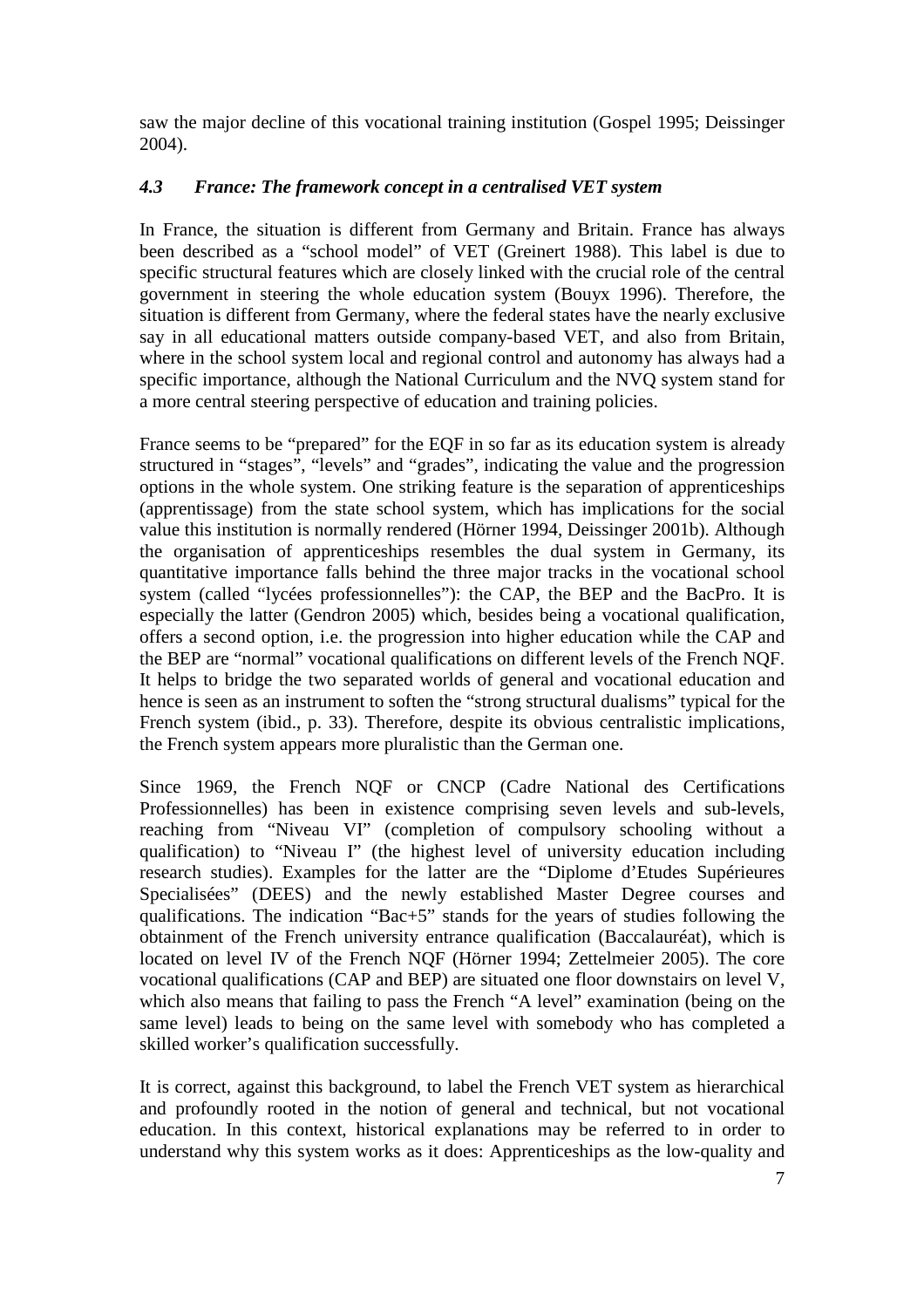saw the major decline of this vocational training institution (Gospel 1995; Deissinger 2004).

### *4.3 France: The framework concept in a centralised VET system*

In France, the situation is different from Germany and Britain. France has always been described as a "school model" of VET (Greinert 1988). This label is due to specific structural features which are closely linked with the crucial role of the central government in steering the whole education system (Bouyx 1996). Therefore, the situation is different from Germany, where the federal states have the nearly exclusive say in all educational matters outside company-based VET, and also from Britain, where in the school system local and regional control and autonomy has always had a specific importance, although the National Curriculum and the NVQ system stand for a more central steering perspective of education and training policies.

France seems to be "prepared" for the EQF in so far as its education system is already structured in "stages", "levels" and "grades", indicating the value and the progression options in the whole system. One striking feature is the separation of apprenticeships (apprentissage) from the state school system, which has implications for the social value this institution is normally rendered (Hörner 1994, Deissinger 2001b). Although the organisation of apprenticeships resembles the dual system in Germany, its quantitative importance falls behind the three major tracks in the vocational school system (called "lycées professionnelles"): the CAP, the BEP and the BacPro. It is especially the latter (Gendron 2005) which, besides being a vocational qualification, offers a second option, i.e. the progression into higher education while the CAP and the BEP are "normal" vocational qualifications on different levels of the French NQF. It helps to bridge the two separated worlds of general and vocational education and hence is seen as an instrument to soften the "strong structural dualisms" typical for the French system (ibid., p. 33). Therefore, despite its obvious centralistic implications, the French system appears more pluralistic than the German one.

Since 1969, the French NQF or CNCP (Cadre National des Certifications Professionnelles) has been in existence comprising seven levels and sub-levels, reaching from "Niveau VI" (completion of compulsory schooling without a qualification) to "Niveau I" (the highest level of university education including research studies). Examples for the latter are the "Diplome d'Etudes Supérieures Specialisées" (DEES) and the newly established Master Degree courses and qualifications. The indication "Bac+5" stands for the years of studies following the obtainment of the French university entrance qualification (Baccalauréat), which is located on level IV of the French NQF (Hörner 1994; Zettelmeier 2005). The core vocational qualifications (CAP and BEP) are situated one floor downstairs on level V, which also means that failing to pass the French "A level" examination (being on the same level) leads to being on the same level with somebody who has completed a skilled worker's qualification successfully.

It is correct, against this background, to label the French VET system as hierarchical and profoundly rooted in the notion of general and technical, but not vocational education. In this context, historical explanations may be referred to in order to understand why this system works as it does: Apprenticeships as the low-quality and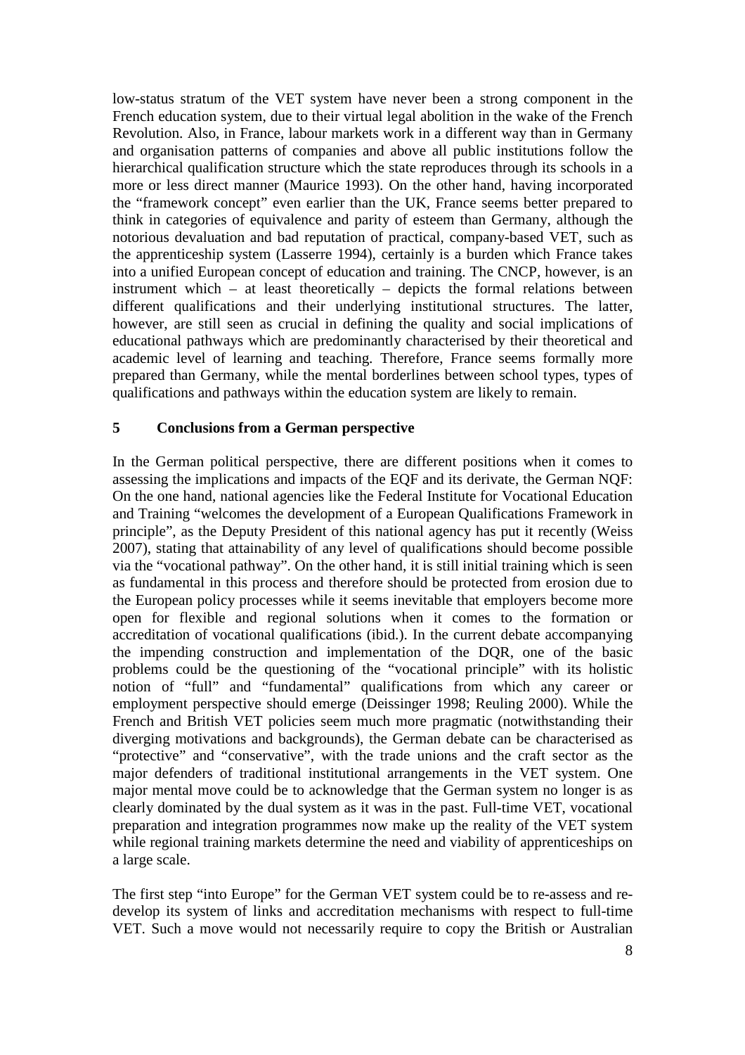low-status stratum of the VET system have never been a strong component in the French education system, due to their virtual legal abolition in the wake of the French Revolution. Also, in France, labour markets work in a different way than in Germany and organisation patterns of companies and above all public institutions follow the hierarchical qualification structure which the state reproduces through its schools in a more or less direct manner (Maurice 1993). On the other hand, having incorporated the "framework concept" even earlier than the UK, France seems better prepared to think in categories of equivalence and parity of esteem than Germany, although the notorious devaluation and bad reputation of practical, company-based VET, such as the apprenticeship system (Lasserre 1994), certainly is a burden which France takes into a unified European concept of education and training. The CNCP, however, is an instrument which – at least theoretically – depicts the formal relations between different qualifications and their underlying institutional structures. The latter, however, are still seen as crucial in defining the quality and social implications of educational pathways which are predominantly characterised by their theoretical and academic level of learning and teaching. Therefore, France seems formally more prepared than Germany, while the mental borderlines between school types, types of qualifications and pathways within the education system are likely to remain.

## 5 Conclusions from a German perspective

In the German political perspective, there are different positions when it comes to assessing the implications and impacts of the EQF and its derivate, the German NQF: On the one hand, national agencies like the Federal Institute for Vocational Education and Training "welcomes the development of a European Qualifications Framework in principle", as the Deputy President of this national agency has put it recently (Weiss 2007), stating that attainability of any level of qualifications should become possible via the "vocational pathway". On the other hand, it is still initial training which is seen as fundamental in this process and therefore should be protected from erosion due to the European policy processes while it seems inevitable that employers become more open for flexible and regional solutions when it comes to the formation or accreditation of vocational qualifications (ibid.). In the current debate accompanying the impending construction and implementation of the DQR, one of the basic problems could be the questioning of the "vocational principle" with its holistic notion of "full" and "fundamental" qualifications from which any career or employment perspective should emerge (Deissinger 1998; Reuling 2000). While the French and British VET policies seem much more pragmatic (notwithstanding their diverging motivations and backgrounds), the German debate can be characterised as "protective" and "conservative", with the trade unions and the craft sector as the major defenders of traditional institutional arrangements in the VET system. One major mental move could be to acknowledge that the German system no longer is as clearly dominated by the dual system as it was in the past. Full-time VET, vocational preparation and integration programmes now make up the reality of the VET system while regional training markets determine the need and viability of apprenticeships on a large scale.

The first step "into Europe" for the German VET system could be to re-assess and re-develop its system of links and accreditation mechanisms with respect to full-time VET. Such a move would not necessarily require to copy the British or Australian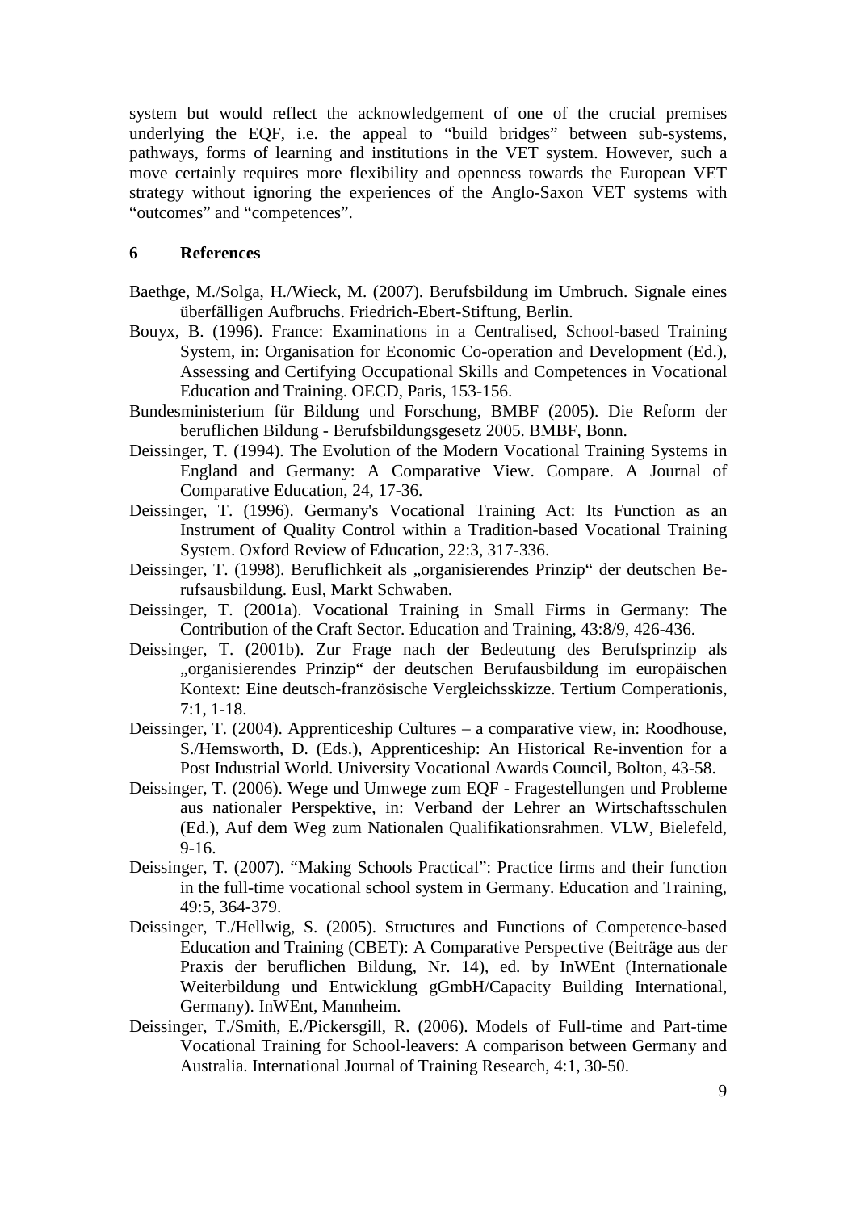system but would reflect the acknowledgement of one of the crucial premises underlying the EQF, i.e. the appeal to "build bridges" between sub-systems, pathways, forms of learning and institutions in the VET system. However, such a move certainly requires more flexibility and openness towards the European VET strategy without ignoring the experiences of the Anglo-Saxon VET systems with "outcomes" and "competences".

## 6 References

Baethge, M./Solga, H./Wieck, M. (2007). Berufsbildung im Umbruch. Signale eines überfälligen Aufbruchs. Friedrich-Ebert-Stiftung, Berlin.

Bouyx, B. (1996). France: Examinations in a Centralised, School-based Training System, in: Organisation for Economic Co-operation and Development (Ed.), Assessing and Certifying Occupational Skills and Competences in Vocational Education and Training. OECD, Paris, 153-156.

Bundesministerium für Bildung und Forschung, BMBF (2005). Die Reform der beruflichen Bildung - Berufsbildungsgesetz 2005. BMBF, Bonn.

Deissinger, T. (1994). The Evolution of the Modern Vocational Training Systems in England and Germany: A Comparative View. Compare. A Journal of Comparative Education, 24, 17-36.

Deissinger, T. (1996). Germany's Vocational Training Act: Its Function as an Instrument of Quality Control within a Tradition-based Vocational Training System. Oxford Review of Education, 22:3, 317-336.

Deissinger, T. (1998). Beruflichkeit als „organisierendes Prinzip" der deutschen Berufsausbildung. Eusl, Markt Schwaben.

Deissinger, T. (2001a). Vocational Training in Small Firms in Germany: The Contribution of the Craft Sector. Education and Training, 43:8/9, 426-436.

Deissinger, T. (2001b). Zur Frage nach der Bedeutung des Berufsprinzip als „organisierendes Prinzip" der deutschen Berufausbildung im europäischen Kontext: Eine deutsch-französische Vergleichsskizze. Tertium Comperationis, 7:1, 1-18.

Deissinger, T. (2004). Apprenticeship Cultures – a comparative view, in: Roodhouse, S./Hemsworth, D. (Eds.), Apprenticeship: An Historical Re-invention for a Post Industrial World. University Vocational Awards Council, Bolton, 43-58.

Deissinger, T. (2006). Wege und Umwege zum EQF - Fragestellungen und Probleme aus nationaler Perspektive, in: Verband der Lehrer an Wirtschaftsschulen (Ed.), Auf dem Weg zum Nationalen Qualifikationsrahmen. VLW, Bielefeld, 9-16.

Deissinger, T. (2007). "Making Schools Practical": Practice firms and their function in the full-time vocational school system in Germany. Education and Training, 49:5, 364-379.

Deissinger, T./Hellwig, S. (2005). Structures and Functions of Competence-based Education and Training (CBET): A Comparative Perspective (Beiträge aus der Praxis der beruflichen Bildung, Nr. 14), ed. by InWEnt (Internationale Weiterbildung und Entwicklung gGmbH/Capacity Building International, Germany). InWEnt, Mannheim.

Deissinger, T./Smith, E./Pickersgill, R. (2006). Models of Full-time and Part-time Vocational Training for School-leavers: A comparison between Germany and Australia. International Journal of Training Research, 4:1, 30-50.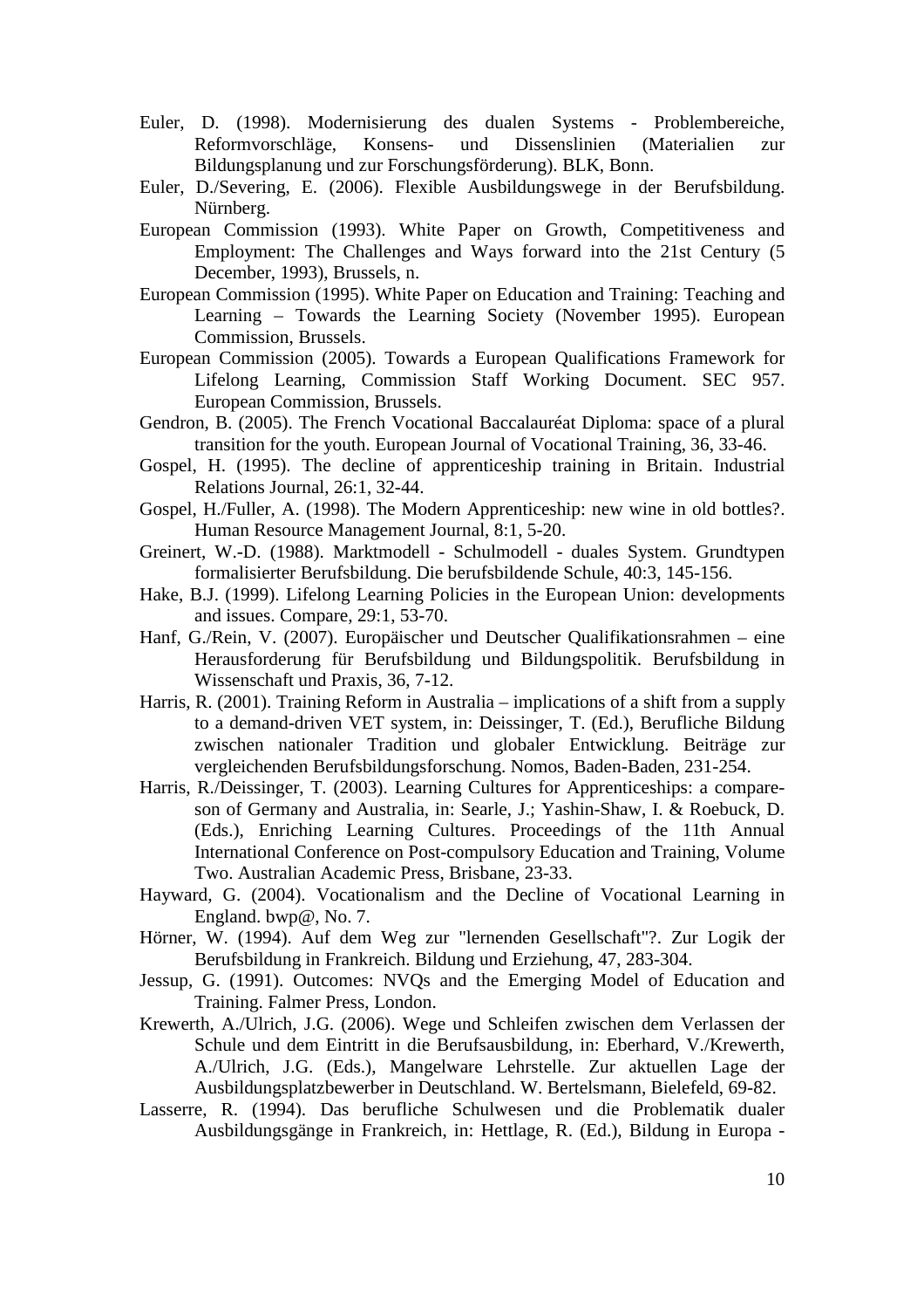Euler, D. (1998). Modernisierung des dualen Systems - Problembereiche, Reformvorschläge, Konsens- und Dissenslinien (Materialien zur Bildungsplanung und zur Forschungsförderung). BLK, Bonn.

Euler, D./Severing, E. (2006). Flexible Ausbildungswege in der Berufsbildung. Nürnberg.

European Commission (1993). White Paper on Growth, Competitiveness and Employment: The Challenges and Ways forward into the 21st Century (5 December, 1993), Brussels, n.

European Commission (1995). White Paper on Education and Training: Teaching and Learning – Towards the Learning Society (November 1995). European Commission, Brussels.

European Commission (2005). Towards a European Qualifications Framework for Lifelong Learning, Commission Staff Working Document. SEC 957. European Commission, Brussels.

Gendron, B. (2005). The French Vocational Baccalauréat Diploma: space of a plural transition for the youth. European Journal of Vocational Training, 36, 33-46.

Gospel, H. (1995). The decline of apprenticeship training in Britain. Industrial Relations Journal, 26:1, 32-44.

Gospel, H./Fuller, A. (1998). The Modern Apprenticeship: new wine in old bottles?. Human Resource Management Journal, 8:1, 5-20.

Greinert, W.-D. (1988). Marktmodell - Schulmodell - duales System. Grundtypen formalisierter Berufsbildung. Die berufsbildende Schule, 40:3, 145-156.

Hake, B.J. (1999). Lifelong Learning Policies in the European Union: developments and issues. Compare, 29:1, 53-70.

Hanf, G./Rein, V. (2007). Europäischer und Deutscher Qualifikationsrahmen – eine Herausforderung für Berufsbildung und Bildungspolitik. Berufsbildung in Wissenschaft und Praxis, 36, 7-12.

Harris, R. (2001). Training Reform in Australia – implications of a shift from a supply to a demand-driven VET system, in: Deissinger, T. (Ed.), Berufliche Bildung zwischen nationaler Tradition und globaler Entwicklung. Beiträge zur vergleichenden Berufsbildungsforschung. Nomos, Baden-Baden, 231-254.

Harris, R./Deissinger, T. (2003). Learning Cultures for Apprenticeships: a compare-son of Germany and Australia, in: Searle, J.; Yashin-Shaw, I. & Roebuck, D. (Eds.), Enriching Learning Cultures. Proceedings of the 11th Annual International Conference on Post-compulsory Education and Training, Volume Two. Australian Academic Press, Brisbane, 23-33.

Hayward, G. (2004). Vocationalism and the Decline of Vocational Learning in England. bwp@, No. 7.

Hörner, W. (1994). Auf dem Weg zur "lernenden Gesellschaft"?. Zur Logik der Berufsbildung in Frankreich. Bildung und Erziehung, 47, 283-304.

Jessup, G. (1991). Outcomes: NVQs and the Emerging Model of Education and Training. Falmer Press, London.

Krewerth, A./Ulrich, J.G. (2006). Wege und Schleifen zwischen dem Verlassen der Schule und dem Eintritt in die Berufsausbildung, in: Eberhard, V./Krewerth, A./Ulrich, J.G. (Eds.), Mangelware Lehrstelle. Zur aktuellen Lage der Ausbildungsplatzbewerber in Deutschland. W. Bertelsmann, Bielefeld, 69-82.

Lasserre, R. (1994). Das berufliche Schulwesen und die Problematik dualer Ausbildungsgänge in Frankreich, in: Hettlage, R. (Ed.), Bildung in Europa -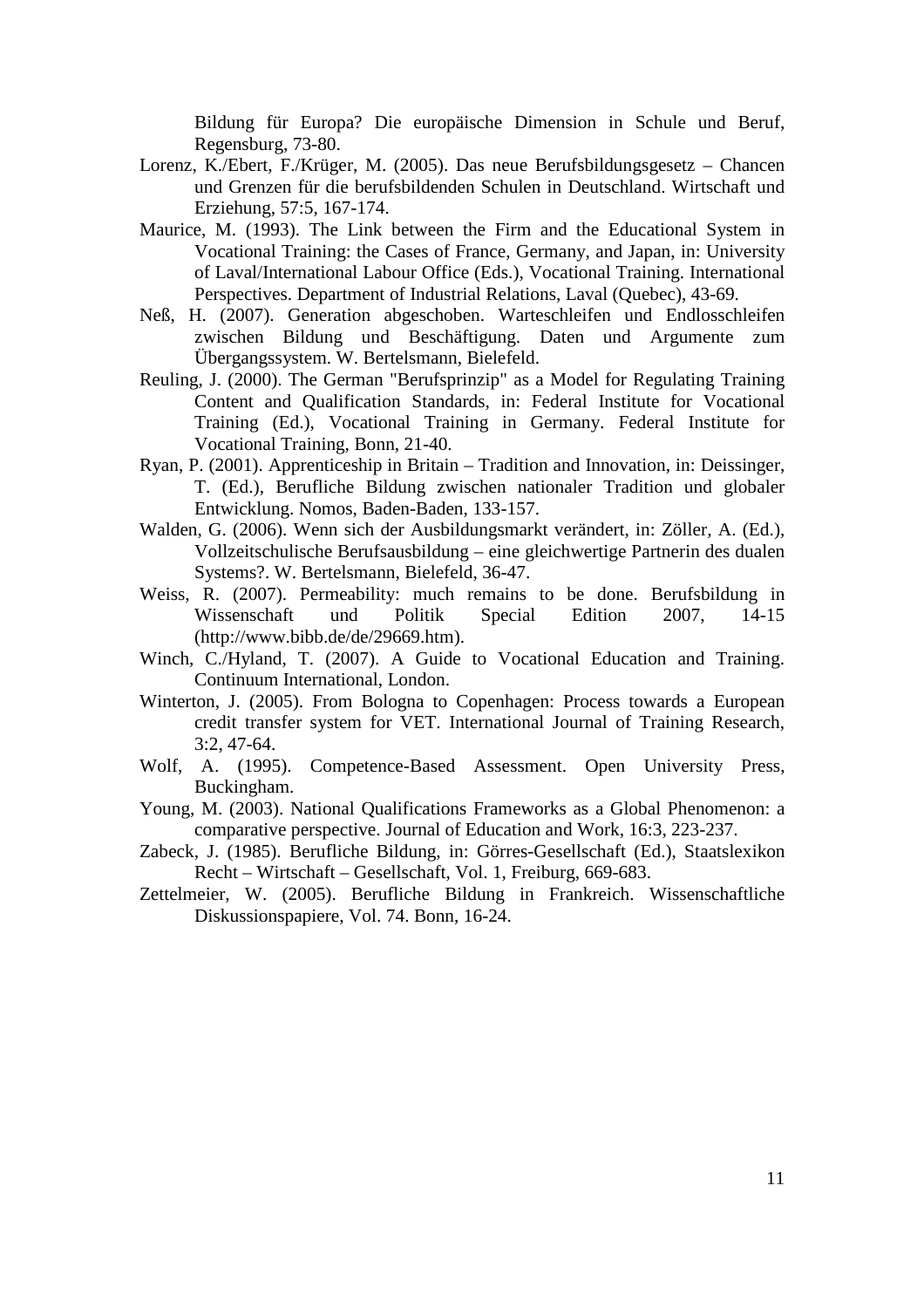Bildung für Europa? Die europäische Dimension in Schule und Beruf, Regensburg, 73-80.

Lorenz, K./Ebert, F./Krüger, M. (2005). Das neue Berufsbildungsgesetz – Chancen und Grenzen für die berufsbildenden Schulen in Deutschland. Wirtschaft und Erziehung, 57:5, 167-174.

Maurice, M. (1993). The Link between the Firm and the Educational System in Vocational Training: the Cases of France, Germany, and Japan, in: University of Laval/International Labour Office (Eds.), Vocational Training. International Perspectives. Department of Industrial Relations, Laval (Quebec), 43-69.

Neß, H. (2007). Generation abgeschoben. Warteschleifen und Endlosschleifen zwischen Bildung und Beschäftigung. Daten und Argumente zum Übergangssystem. W. Bertelsmann, Bielefeld.

Reuling, J. (2000). The German "Berufsprinzip" as a Model for Regulating Training Content and Qualification Standards, in: Federal Institute for Vocational Training (Ed.), Vocational Training in Germany. Federal Institute for Vocational Training, Bonn, 21-40.

Ryan, P. (2001). Apprenticeship in Britain – Tradition and Innovation, in: Deissinger, T. (Ed.), Berufliche Bildung zwischen nationaler Tradition und globaler Entwicklung. Nomos, Baden-Baden, 133-157.

Walden, G. (2006). Wenn sich der Ausbildungsmarkt verändert, in: Zöller, A. (Ed.), Vollzeitschulische Berufsausbildung – eine gleichwertige Partnerin des dualen Systems?. W. Bertelsmann, Bielefeld, 36-47.

Weiss, R. (2007). Permeability: much remains to be done. Berufsbildung in Wissenschaft und Politik Special Edition 2007, 14-15 (http://www.bibb.de/de/29669.htm).

Winch, C./Hyland, T. (2007). A Guide to Vocational Education and Training. Continuum International, London.

Winterton, J. (2005). From Bologna to Copenhagen: Process towards a European credit transfer system for VET. International Journal of Training Research, 3:2, 47-64.

Wolf, A. (1995). Competence-Based Assessment. Open University Press, Buckingham.

Young, M. (2003). National Qualifications Frameworks as a Global Phenomenon: a comparative perspective. Journal of Education and Work, 16:3, 223-237.

Zabeck, J. (1985). Berufliche Bildung, in: Görres-Gesellschaft (Ed.), Staatslexikon Recht – Wirtschaft – Gesellschaft, Vol. 1, Freiburg, 669-683.

Zettelmeier, W. (2005). Berufliche Bildung in Frankreich. Wissenschaftliche Diskussionspapiere, Vol. 74. Bonn, 16-24.